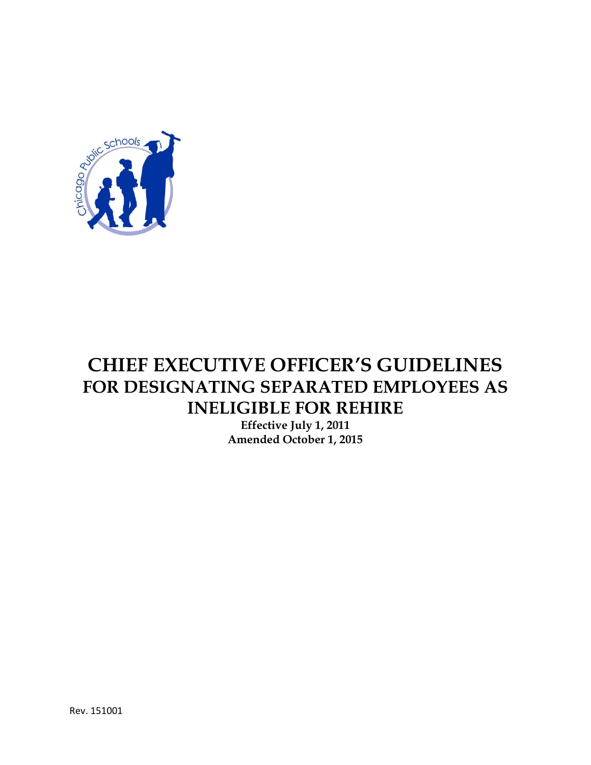# CHIEF EXECUTIVE OFFICER'S GUIDELINES FOR DESIGNATING SEPARATED EMPLOYEES AS INELIGIBLE FOR REHIRE

**Effective July 1, 2011**
**Amended October 1, 2015**

Rev. 151001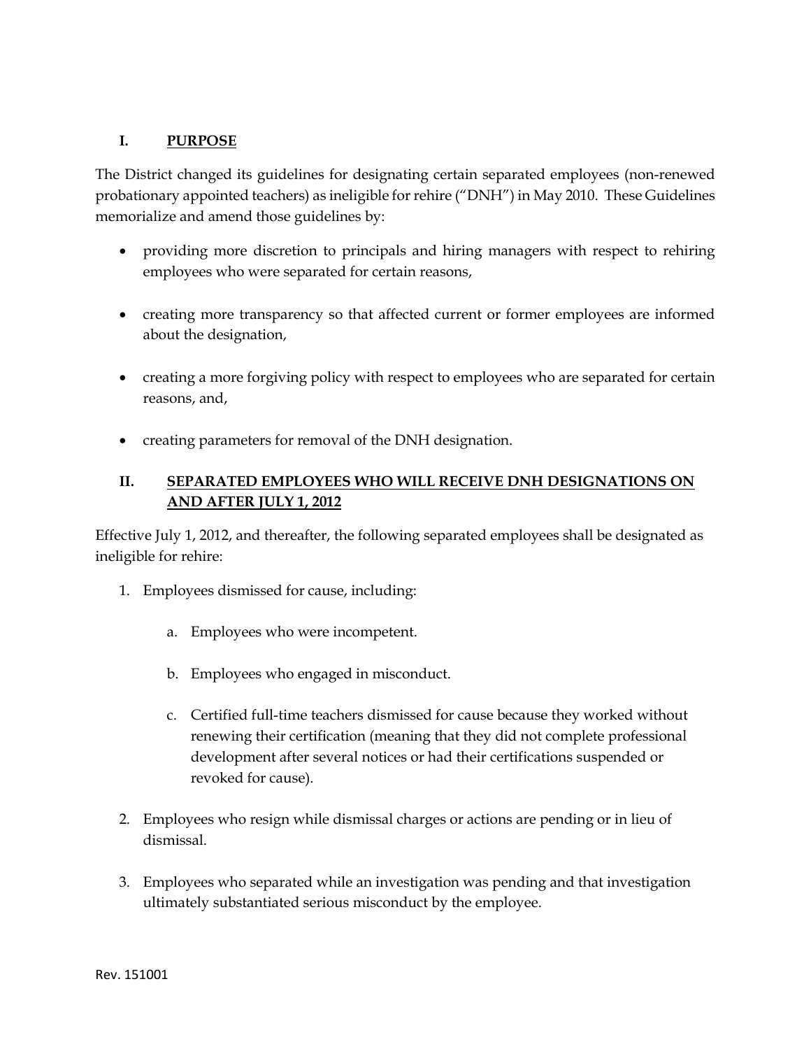## I. PURPOSE

The District changed its guidelines for designating certain separated employees (non-renewed probationary appointed teachers) as ineligible for rehire ("DNH") in May 2010. These Guidelines memorialize and amend those guidelines by:

- providing more discretion to principals and hiring managers with respect to rehiring employees who were separated for certain reasons,
- creating more transparency so that affected current or former employees are informed about the designation,
- creating a more forgiving policy with respect to employees who are separated for certain reasons, and,
- creating parameters for removal of the DNH designation.

## II. SEPARATED EMPLOYEES WHO WILL RECEIVE DNH DESIGNATIONS ON AND AFTER JULY 1, 2012

Effective July 1, 2012, and thereafter, the following separated employees shall be designated as ineligible for rehire:

1. Employees dismissed for cause, including:
    a. Employees who were incompetent.
    b. Employees who engaged in misconduct.
    c. Certified full-time teachers dismissed for cause because they worked without renewing their certification (meaning that they did not complete professional development after several notices or had their certifications suspended or revoked for cause).
2. Employees who resign while dismissal charges or actions are pending or in lieu of dismissal.
3. Employees who separated while an investigation was pending and that investigation ultimately substantiated serious misconduct by the employee.

Rev. 151001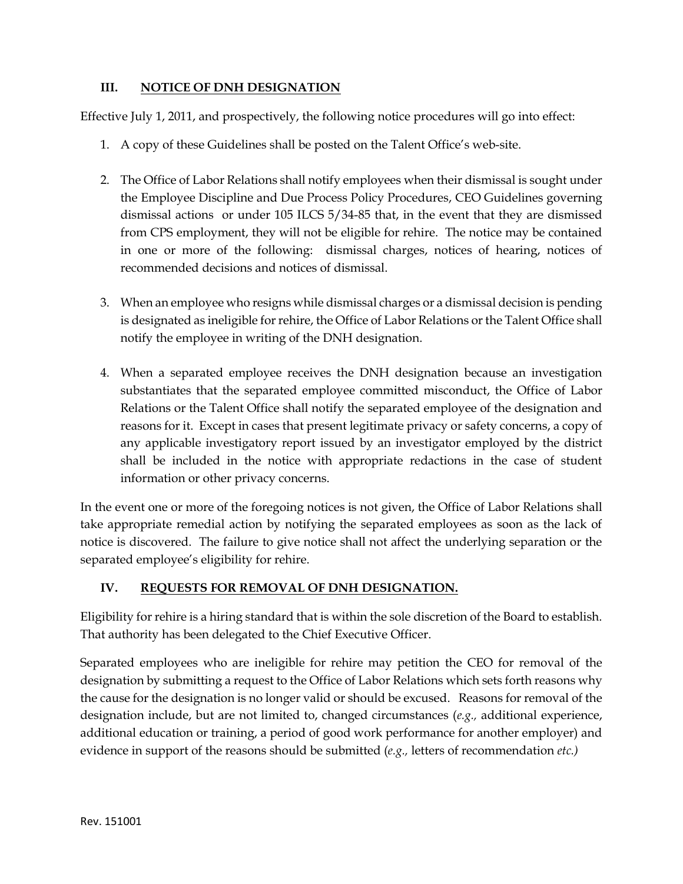## III. NOTICE OF DNH DESIGNATION

Effective July 1, 2011, and prospectively, the following notice procedures will go into effect:

1. A copy of these Guidelines shall be posted on the Talent Office's web-site.

2. The Office of Labor Relations shall notify employees when their dismissal is sought under the Employee Discipline and Due Process Policy Procedures, CEO Guidelines governing dismissal actions or under 105 ILCS 5/34-85 that, in the event that they are dismissed from CPS employment, they will not be eligible for rehire. The notice may be contained in one or more of the following: dismissal charges, notices of hearing, notices of recommended decisions and notices of dismissal.

3. When an employee who resigns while dismissal charges or a dismissal decision is pending is designated as ineligible for rehire, the Office of Labor Relations or the Talent Office shall notify the employee in writing of the DNH designation.

4. When a separated employee receives the DNH designation because an investigation substantiates that the separated employee committed misconduct, the Office of Labor Relations or the Talent Office shall notify the separated employee of the designation and reasons for it. Except in cases that present legitimate privacy or safety concerns, a copy of any applicable investigatory report issued by an investigator employed by the district shall be included in the notice with appropriate redactions in the case of student information or other privacy concerns.

In the event one or more of the foregoing notices is not given, the Office of Labor Relations shall take appropriate remedial action by notifying the separated employees as soon as the lack of notice is discovered. The failure to give notice shall not affect the underlying separation or the separated employee's eligibility for rehire.

## IV. REQUESTS FOR REMOVAL OF DNH DESIGNATION.

Eligibility for rehire is a hiring standard that is within the sole discretion of the Board to establish. That authority has been delegated to the Chief Executive Officer.

Separated employees who are ineligible for rehire may petition the CEO for removal of the designation by submitting a request to the Office of Labor Relations which sets forth reasons why the cause for the designation is no longer valid or should be excused. Reasons for removal of the designation include, but are not limited to, changed circumstances (*e.g.,* additional experience, additional education or training, a period of good work performance for another employer) and evidence in support of the reasons should be submitted (*e.g.,* letters of recommendation *etc.)*

Rev. 151001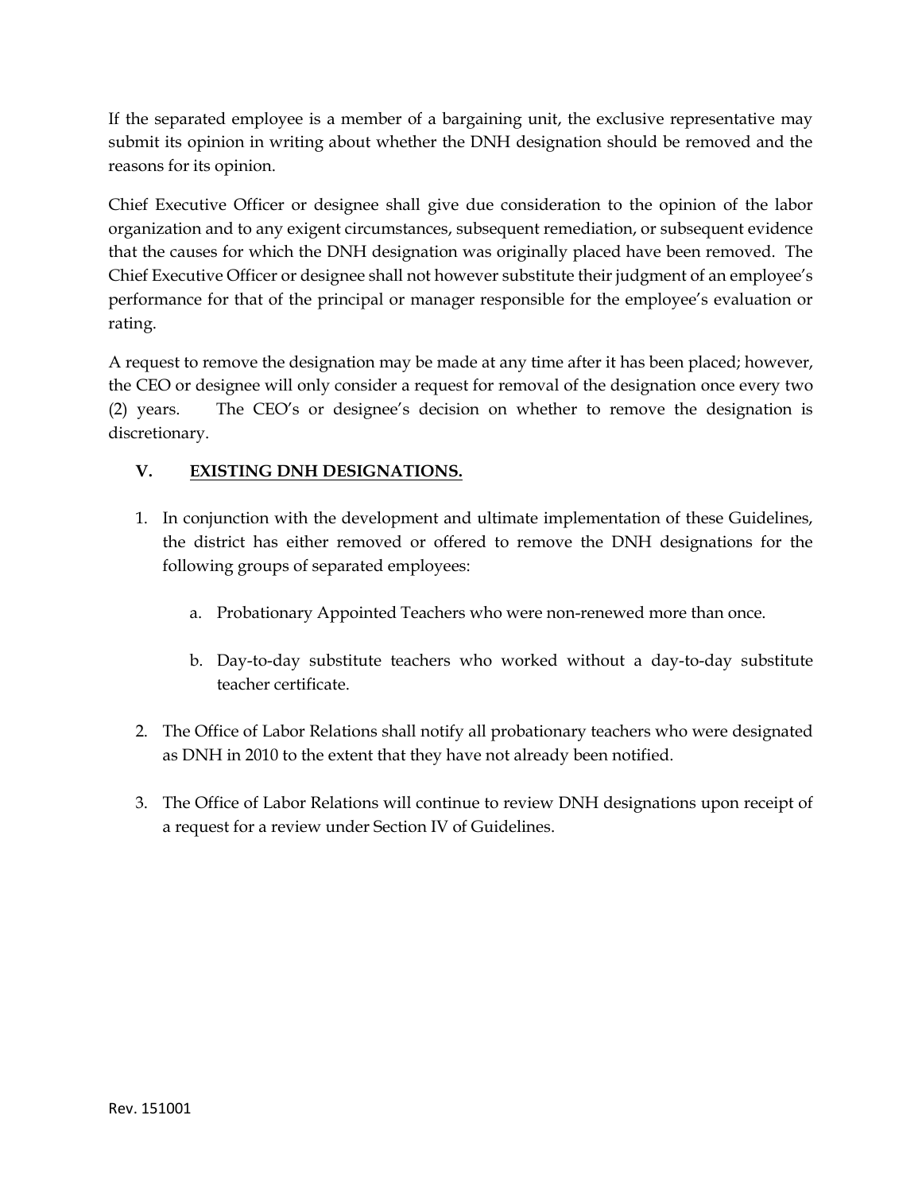If the separated employee is a member of a bargaining unit, the exclusive representative may submit its opinion in writing about whether the DNH designation should be removed and the reasons for its opinion.

Chief Executive Officer or designee shall give due consideration to the opinion of the labor organization and to any exigent circumstances, subsequent remediation, or subsequent evidence that the causes for which the DNH designation was originally placed have been removed. The Chief Executive Officer or designee shall not however substitute their judgment of an employee's performance for that of the principal or manager responsible for the employee's evaluation or rating.

A request to remove the designation may be made at any time after it has been placed; however, the CEO or designee will only consider a request for removal of the designation once every two (2) years. The CEO's or designee's decision on whether to remove the designation is discretionary.

## V. <u>EXISTING DNH DESIGNATIONS.</u>

1. In conjunction with the development and ultimate implementation of these Guidelines, the district has either removed or offered to remove the DNH designations for the following groups of separated employees:

    a. Probationary Appointed Teachers who were non-renewed more than once.

    b. Day-to-day substitute teachers who worked without a day-to-day substitute teacher certificate.

2. The Office of Labor Relations shall notify all probationary teachers who were designated as DNH in 2010 to the extent that they have not already been notified.

3. The Office of Labor Relations will continue to review DNH designations upon receipt of a request for a review under Section IV of Guidelines.

Rev. 151001